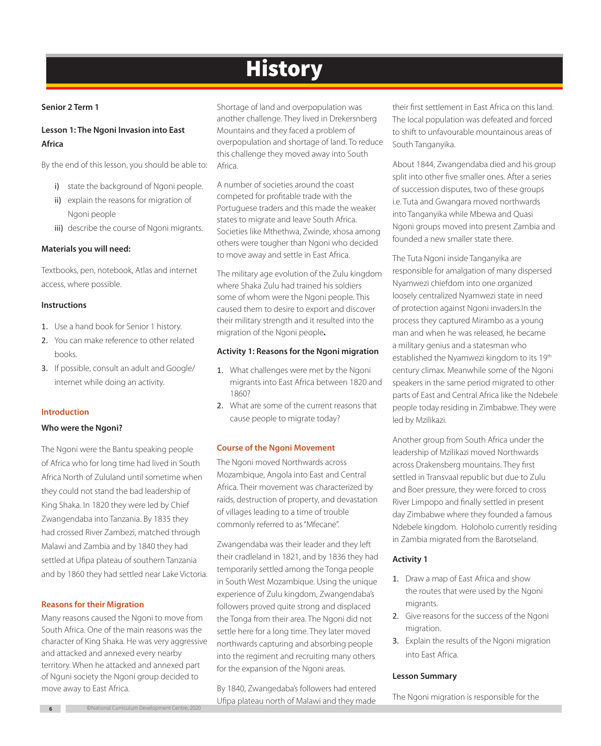# History

**Senior 2 Term 1**

### Lesson 1: The Ngoni Invasion into East Africa

By the end of this lesson, you should be able to:

i) state the background of Ngoni people.
ii) explain the reasons for migration of Ngoni people
iii) describe the course of Ngoni migrants.

**Materials you will need:**

Textbooks, pen, notebook, Atlas and internet access, where possible.

**Instructions**

1. Use a hand book for Senior 1 history.
2. You can make reference to other related books.
3. If possible, consult an adult and Google/ internet while doing an activity.

#### Introduction

**Who were the Ngoni?**

The Ngoni were the Bantu speaking people of Africa who for long time had lived in South Africa North of Zululand until sometime when they could not stand the bad leadership of King Shaka. In 1820 they were led by Chief Zwangendaba into Tanzania. By 1835 they had crossed River Zambezi, matched through Malawi and Zambia and by 1840 they had settled at Ufipa plateau of southern Tanzania and by 1860 they had settled near Lake Victoria.

#### Reasons for their Migration

Many reasons caused the Ngoni to move from South Africa. One of the main reasons was the character of King Shaka. He was very aggressive and attacked and annexed every nearby territory. When he attacked and annexed part of Nguni society the Ngoni group decided to move away to East Africa.

Shortage of land and overpopulation was another challenge. They lived in Drekersnberg Mountains and they faced a problem of overpopulation and shortage of land. To reduce this challenge they moved away into South Africa.

A number of societies around the coast competed for profitable trade with the Portuguese traders and this made the weaker states to migrate and leave South Africa. Societies like Mthethwa, Zwinde, xhosa among others were tougher than Ngoni who decided to move away and settle in East Africa.

The military age evolution of the Zulu kingdom where Shaka Zulu had trained his soldiers some of whom were the Ngoni people. This caused them to desire to export and discover their military strength and it resulted into the migration of the Ngoni people**.**

**Activity 1: Reasons for the Ngoni migration**

1. What challenges were met by the Ngoni migrants into East Africa between 1820 and 1860?
2. What are some of the current reasons that cause people to migrate today?

#### Course of the Ngoni Movement

The Ngoni moved Northwards across Mozambique, Angola into East and Central Africa. Their movement was characterized by raids, destruction of property, and devastation of villages leading to a time of trouble commonly referred to as "Mfecane".

Zwangendaba was their leader and they left their cradleland in 1821, and by 1836 they had temporarily settled among the Tonga people in South West Mozambique. Using the unique experience of Zulu kingdom, Zwangendaba's followers proved quite strong and displaced the Tonga from their area. The Ngoni did not settle here for a long time. They later moved northwards capturing and absorbing people into the regiment and recruiting many others for the expansion of the Ngoni areas.

By 1840, Zwangedaba's followers had entered Ufipa plateau north of Malawi and they made their first settlement in East Africa on this land. The local population was defeated and forced to shift to unfavourable mountainous areas of South Tanganyika.

About 1844, Zwangendaba died and his group split into other five smaller ones. After a series of succession disputes, two of these groups i.e. Tuta and Gwangara moved northwards into Tanganyika while Mbewa and Quasi Ngoni groups moved into present Zambia and founded a new smaller state there.

The Tuta Ngoni inside Tanganyika are responsible for amalgation of many dispersed Nyamwezi chiefdom into one organized loosely centralized Nyamwezi state in need of protection against Ngoni invaders.In the process they captured Mirambo as a young man and when he was released, he became a military genius and a statesman who established the Nyamwezi kingdom to its 19th century climax. Meanwhile some of the Ngoni speakers in the same period migrated to other parts of East and Central Africa like the Ndebele people today residing in Zimbabwe. They were led by Mzilikazi.

Another group from South Africa under the leadership of Mzilikazi moved Northwards across Drakensberg mountains. They first settled in Transvaal republic but due to Zulu and Boer pressure, they were forced to cross River Limpopo and finally settled in present day Zimbabwe where they founded a famous Ndebele kingdom. Holoholo currently residing in Zambia migrated from the Barotseland.

**Activity 1**

1. Draw a map of East Africa and show the routes that were used by the Ngoni migrants.
2. Give reasons for the success of the Ngoni migration.
3. Explain the results of the Ngoni migration into East Africa.

**Lesson Summary**

The Ngoni migration is responsible for the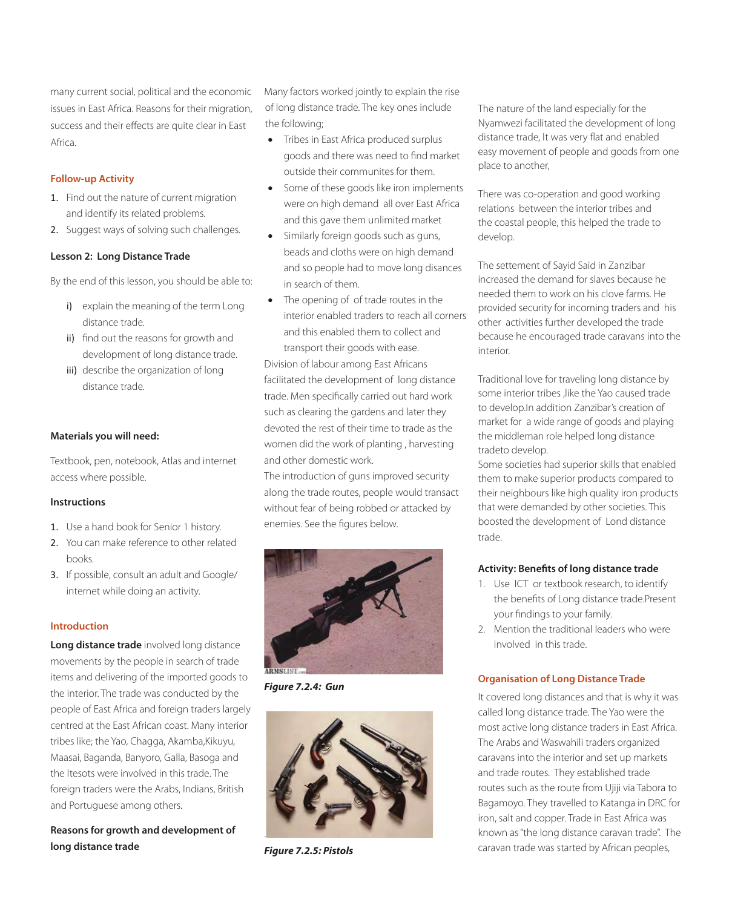many current social, political and the economic issues in East Africa. Reasons for their migration, success and their effects are quite clear in East Africa.

### Follow-up Activity

1. Find out the nature of current migration and identify its related problems.
2. Suggest ways of solving such challenges.

## Lesson 2: Long Distance Trade

By the end of this lesson, you should be able to:

i) explain the meaning of the term Long distance trade.
ii) find out the reasons for growth and development of long distance trade.
iii) describe the organization of long distance trade.

**Materials you will need:**

Textbook, pen, notebook, Atlas and internet access where possible.

**Instructions**

1. Use a hand book for Senior 1 history.
2. You can make reference to other related books.
3. If possible, consult an adult and Google/internet while doing an activity.

### Introduction

**Long distance trade** involved long distance movements by the people in search of trade items and delivering of the imported goods to the interior. The trade was conducted by the people of East Africa and foreign traders largely centred at the East African coast. Many interior tribes like; the Yao, Chagga, Akamba,Kikuyu, Maasai, Baganda, Banyoro, Galla, Basoga and the Itesots were involved in this trade. The foreign traders were the Arabs, Indians, British and Portuguese among others.

### Reasons for growth and development of long distance trade

Many factors worked jointly to explain the rise of long distance trade. The key ones include the following;

- Tribes in East Africa produced surplus goods and there was need to find market outside their communites for them.
- Some of these goods like iron implements were on high demand all over East Africa and this gave them unlimited market
- Similarly foreign goods such as guns, beads and cloths were on high demand and so people had to move long disances in search of them.
- The opening of of trade routes in the interior enabled traders to reach all corners and this enabled them to collect and transport their goods with ease.

Division of labour among East Africans facilitated the development of long distance trade. Men specifically carried out hard work such as clearing the gardens and later they devoted the rest of their time to trade as the women did the work of planting , harvesting and other domestic work.

The introduction of guns improved security along the trade routes, people would transact without fear of being robbed or attacked by enemies. See the figures below.

*Figure 7.2.4: Gun*

*Figure 7.2.5: Pistols*

The nature of the land especially for the Nyamwezi facilitated the development of long distance trade, It was very flat and enabled easy movement of people and goods from one place to another,

There was co-operation and good working relations between the interior tribes and the coastal people, this helped the trade to develop.

The settement of Sayid Said in Zanzibar increased the demand for slaves because he needed them to work on his clove farms. He provided security for incoming traders and his other activities further developed the trade because he encouraged trade caravans into the interior.

Traditional love for traveling long distance by some interior tribes ,like the Yao caused trade to develop.In addition Zanzibar's creation of market for a wide range of goods and playing the middleman role helped long distance tradeto develop.
Some societies had superior skills that enabled them to make superior products compared to their neighbours like high quality iron products that were demanded by other societies. This boosted the development of Lond distance trade.

**Activity: Benefits of long distance trade**

1. Use ICT or textbook research, to identify the benefits of Long distance trade.Present your findings to your family.
2. Mention the traditional leaders who were involved in this trade.

### Organisation of Long Distance Trade

It covered long distances and that is why it was called long distance trade. The Yao were the most active long distance traders in East Africa. The Arabs and Waswahili traders organized caravans into the interior and set up markets and trade routes. They established trade routes such as the route from Ujiji via Tabora to Bagamoyo. They travelled to Katanga in DRC for iron, salt and copper. Trade in East Africa was known as "the long distance caravan trade". The caravan trade was started by African peoples,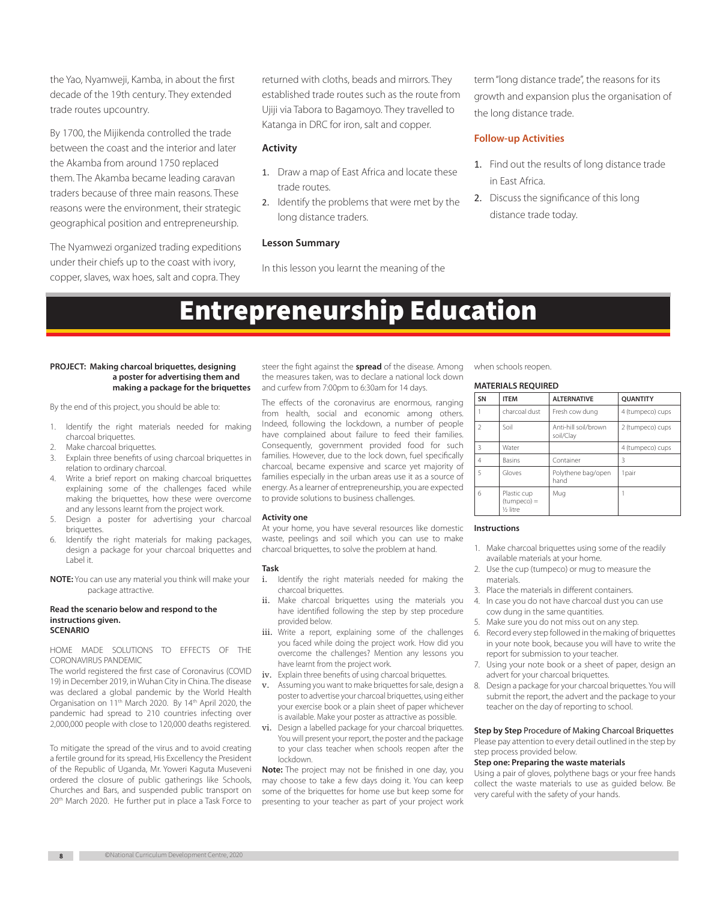the Yao, Nyamweji, Kamba, in about the first decade of the 19th century. They extended trade routes upcountry.

By 1700, the Mijikenda controlled the trade between the coast and the interior and later the Akamba from around 1750 replaced them. The Akamba became leading caravan traders because of three main reasons. These reasons were the environment, their strategic geographical position and entrepreneurship.

The Nyamwezi organized trading expeditions under their chiefs up to the coast with ivory, copper, slaves, wax hoes, salt and copra. They returned with cloths, beads and mirrors. They established trade routes such as the route from Ujiji via Tabora to Bagamoyo. They travelled to Katanga in DRC for iron, salt and copper.

### Activity

1. Draw a map of East Africa and locate these trade routes.
2. Identify the problems that were met by the long distance traders.

### Lesson Summary

In this lesson you learnt the meaning of the term "long distance trade", the reasons for its growth and expansion plus the organisation of the long distance trade.

### Follow-up Activities

1. Find out the results of long distance trade in East Africa.
2. Discuss the significance of this long distance trade today.

# Entrepreneurship Education

**PROJECT: Making charcoal briquettes, designing a poster for advertising them and making a package for the briquettes**

By the end of this project, you should be able to:

1. Identify the right materials needed for making charcoal briquettes.
2. Make charcoal briquettes.
3. Explain three benefits of using charcoal briquettes in relation to ordinary charcoal.
4. Write a brief report on making charcoal briquettes explaining some of the challenges faced while making the briquettes, how these were overcome and any lessons learnt from the project work.
5. Design a poster for advertising your charcoal briquettes.
6. Identify the right materials for making packages, design a package for your charcoal briquettes and Label it.

**NOTE:** You can use any material you think will make your package attractive.

**Read the scenario below and respond to the instructions given.**
**SCENARIO**

HOME MADE SOLUTIONS TO EFFECTS OF THE CORONAVIRUS PANDEMIC

The world registered the first case of Coronavirus (COVID 19) in December 2019, in Wuhan City in China. The disease was declared a global pandemic by the World Health Organisation on 11th March 2020. By 14th April 2020, the pandemic had spread to 210 countries infecting over 2,000,000 people with close to 120,000 deaths registered.

To mitigate the spread of the virus and to avoid creating a fertile ground for its spread, His Excellency the President of the Republic of Uganda, Mr. Yoweri Kaguta Museveni ordered the closure of public gatherings like Schools, Churches and Bars, and suspended public transport on 20th March 2020. He further put in place a Task Force to steer the fight against the **spread** of the disease. Among the measures taken, was to declare a national lock down and curfew from 7:00pm to 6:30am for 14 days.

The effects of the coronavirus are enormous, ranging from health, social and economic among others. Indeed, following the lockdown, a number of people have complained about failure to feed their families. Consequently, government provided food for such families. However, due to the lock down, fuel specifically charcoal, became expensive and scarce yet majority of families especially in the urban areas use it as a source of energy. As a learner of entrepreneurship, you are expected to provide solutions to business challenges.

### Activity one

At your home, you have several resources like domestic waste, peelings and soil which you can use to make charcoal briquettes, to solve the problem at hand.

### Task

i. Identify the right materials needed for making the charcoal briquettes.
ii. Make charcoal briquettes using the materials you have identified following the step by step procedure provided below.
iii. Write a report, explaining some of the challenges you faced while doing the project work. How did you overcome the challenges? Mention any lessons you have learnt from the project work.
iv. Explain three benefits of using charcoal briquettes.
v. Assuming you want to make briquettes for sale, design a poster to advertise your charcoal briquettes, using either your exercise book or a plain sheet of paper whichever is available. Make your poster as attractive as possible.
vi. Design a labelled package for your charcoal briquettes. You will present your report, the poster and the package to your class teacher when schools reopen after the lockdown.

**Note:** The project may not be finished in one day, you may choose to take a few days doing it. You can keep some of the briquettes for home use but keep some for presenting to your teacher as part of your project work when schools reopen.

**MATERIALS REQUIRED**

| SN | ITEM | ALTERNATIVE | QUANTITY |
|---|---|---|---|
| 1 | charcoal dust | Fresh cow dung | 4 (tumpeco) cups |
| 2 | Soil | Anti-hill soil/brown soil/Clay | 2 (tumpeco) cups |
| 3 | Water | | 4 (tumpeco) cups |
| 4 | Basins | Container | 3 |
| 5 | Gloves | Polythene bag/open hand | 1pair |
| 6 | Plastic cup (tumpeco) = ½ litre | Mug | 1 |

**Instructions**

1. Make charcoal briquettes using some of the readily available materials at your home.
2. Use the cup (tumpeco) or mug to measure the materials.
3. Place the materials in different containers.
4. In case you do not have charcoal dust you can use cow dung in the same quantities.
5. Make sure you do not miss out on any step.
6. Record every step followed in the making of briquettes in your note book, because you will have to write the report for submission to your teacher.
7. Using your note book or a sheet of paper, design an advert for your charcoal briquettes.
8. Design a package for your charcoal briquettes. You will submit the report, the advert and the package to your teacher on the day of reporting to school.

**Step by Step** Procedure of Making Charcoal Briquettes

Please pay attention to every detail outlined in the step by step process provided below.

**Step one: Preparing the waste materials**

Using a pair of gloves, polythene bags or your free hands collect the waste materials to use as guided below. Be very careful with the safety of your hands.